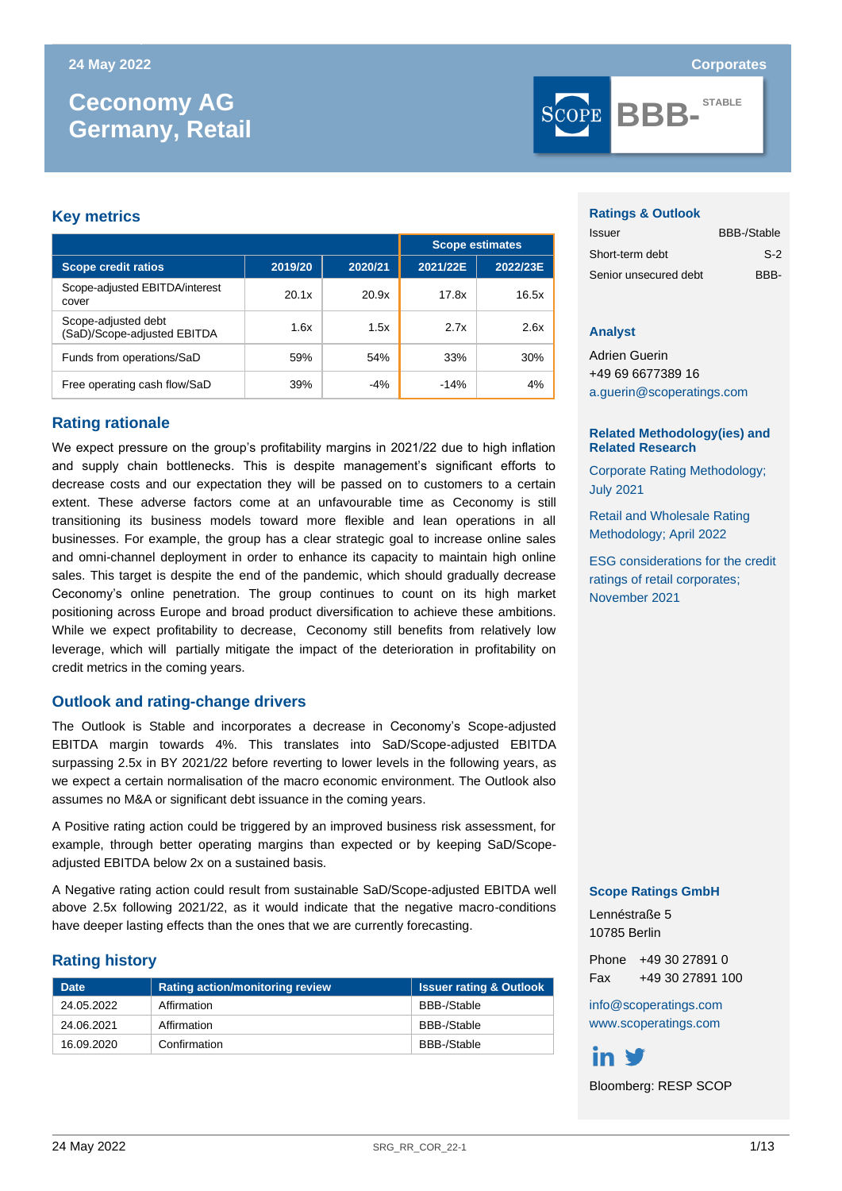24 May 2022

Corporates

# Ceconomy AG
# Germany, Retail

SCOPE **BBB-** STABLE

## Key metrics

| Scope credit ratios | 2019/20 | 2020/21 | Scope estimates 2021/22E | Scope estimates 2022/23E |
|---|---|---|---|---|
| Scope-adjusted EBITDA/interest cover | 20.1x | 20.9x | 17.8x | 16.5x |
| Scope-adjusted debt (SaD)/Scope-adjusted EBITDA | 1.6x | 1.5x | 2.7x | 2.6x |
| Funds from operations/SaD | 59% | 54% | 33% | 30% |
| Free operating cash flow/SaD | 39% | -4% | -14% | 4% |

## Rating rationale

We expect pressure on the group's profitability margins in 2021/22 due to high inflation and supply chain bottlenecks. This is despite management's significant efforts to decrease costs and our expectation they will be passed on to customers to a certain extent. These adverse factors come at an unfavourable time as Ceconomy is still transitioning its business models toward more flexible and lean operations in all businesses. For example, the group has a clear strategic goal to increase online sales and omni-channel deployment in order to enhance its capacity to maintain high online sales. This target is despite the end of the pandemic, which should gradually decrease Ceconomy's online penetration. The group continues to count on its high market positioning across Europe and broad product diversification to achieve these ambitions. While we expect profitability to decrease, Ceconomy still benefits from relatively low leverage, which will partially mitigate the impact of the deterioration in profitability on credit metrics in the coming years.

## Outlook and rating-change drivers

The Outlook is Stable and incorporates a decrease in Ceconomy's Scope-adjusted EBITDA margin towards 4%. This translates into SaD/Scope-adjusted EBITDA surpassing 2.5x in BY 2021/22 before reverting to lower levels in the following years, as we expect a certain normalisation of the macro economic environment. The Outlook also assumes no M&A or significant debt issuance in the coming years.

A Positive rating action could be triggered by an improved business risk assessment, for example, through better operating margins than expected or by keeping SaD/Scope-adjusted EBITDA below 2x on a sustained basis.

A Negative rating action could result from sustainable SaD/Scope-adjusted EBITDA well above 2.5x following 2021/22, as it would indicate that the negative macro-conditions have deeper lasting effects than the ones that we are currently forecasting.

## Rating history

| Date | Rating action/monitoring review | Issuer rating & Outlook |
|---|---|---|
| 24.05.2022 | Affirmation | BBB-/Stable |
| 24.06.2021 | Affirmation | BBB-/Stable |
| 16.09.2020 | Confirmation | BBB-/Stable |

### Ratings & Outlook

| | |
|---|---|
| Issuer | BBB-/Stable |
| Short-term debt | S-2 |
| Senior unsecured debt | BBB- |

### Analyst

Adrien Guerin
+49 69 6677389 16
a.guerin@scoperatings.com

### Related Methodology(ies) and Related Research

Corporate Rating Methodology; July 2021

Retail and Wholesale Rating Methodology; April 2022

ESG considerations for the credit ratings of retail corporates; November 2021

### Scope Ratings GmbH

Lennéstraße 5
10785 Berlin

Phone +49 30 27891 0
Fax +49 30 27891 100

info@scoperatings.com
www.scoperatings.com

Bloomberg: RESP SCOP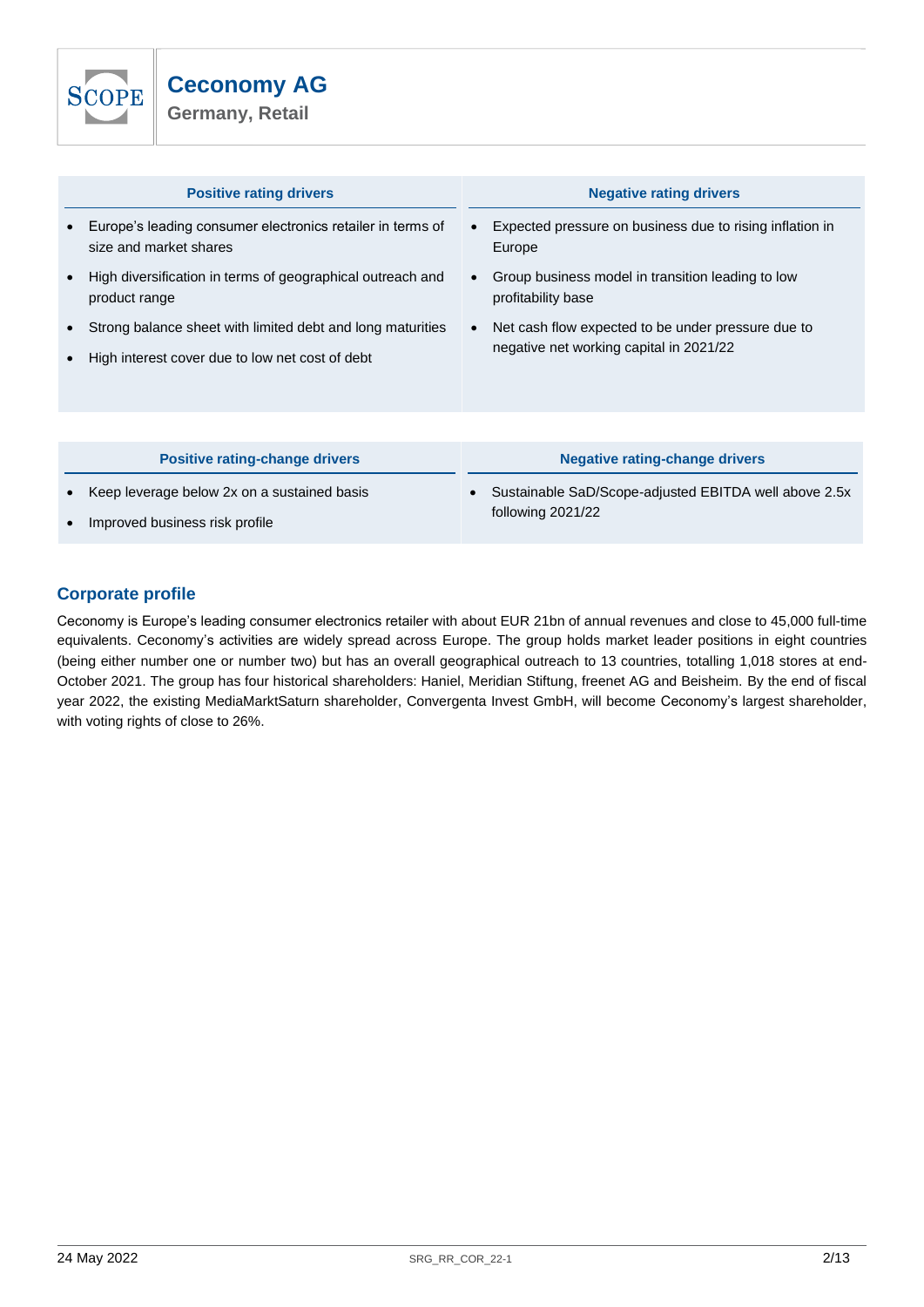# Ceconomy AG

Germany, Retail

| Positive rating drivers | Negative rating drivers |
|---|---|
| • Europe's leading consumer electronics retailer in terms of size and market shares<br>• High diversification in terms of geographical outreach and product range<br>• Strong balance sheet with limited debt and long maturities<br>• High interest cover due to low net cost of debt | • Expected pressure on business due to rising inflation in Europe<br>• Group business model in transition leading to low profitability base<br>• Net cash flow expected to be under pressure due to negative net working capital in 2021/22 |

| Positive rating-change drivers | Negative rating-change drivers |
|---|---|
| • Keep leverage below 2x on a sustained basis<br>• Improved business risk profile | • Sustainable SaD/Scope-adjusted EBITDA well above 2.5x following 2021/22 |

## Corporate profile

Ceconomy is Europe's leading consumer electronics retailer with about EUR 21bn of annual revenues and close to 45,000 full-time equivalents. Ceconomy's activities are widely spread across Europe. The group holds market leader positions in eight countries (being either number one or number two) but has an overall geographical outreach to 13 countries, totalling 1,018 stores at end-October 2021. The group has four historical shareholders: Haniel, Meridian Stiftung, freenet AG and Beisheim. By the end of fiscal year 2022, the existing MediaMarktSaturn shareholder, Convergenta Invest GmbH, will become Ceconomy's largest shareholder, with voting rights of close to 26%.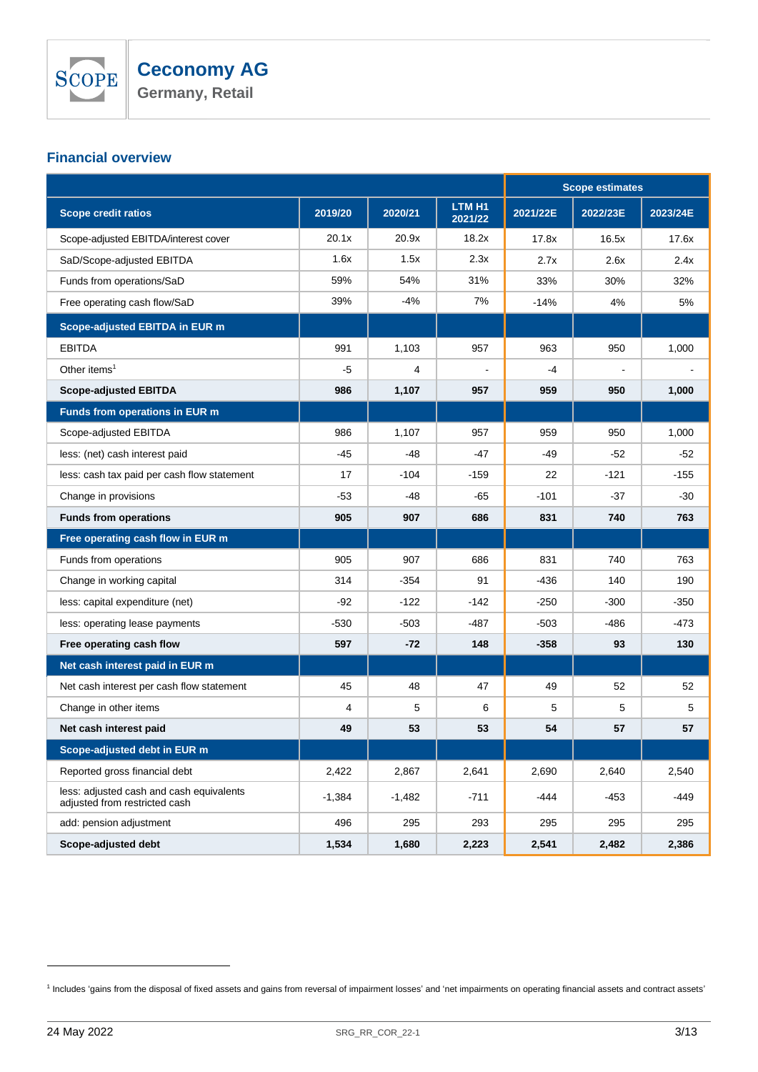## Financial overview

| | | | | Scope estimates | | |
|---|---|---|---|---|---|---|
| **Scope credit ratios** | **2019/20** | **2020/21** | **LTM H1 2021/22** | **2021/22E** | **2022/23E** | **2023/24E** |
| Scope-adjusted EBITDA/interest cover | 20.1x | 20.9x | 18.2x | 17.8x | 16.5x | 17.6x |
| SaD/Scope-adjusted EBITDA | 1.6x | 1.5x | 2.3x | 2.7x | 2.6x | 2.4x |
| Funds from operations/SaD | 59% | 54% | 31% | 33% | 30% | 32% |
| Free operating cash flow/SaD | 39% | -4% | 7% | -14% | 4% | 5% |
| **Scope-adjusted EBITDA in EUR m** | | | | | | |
| EBITDA | 991 | 1,103 | 957 | 963 | 950 | 1,000 |
| Other items[1] | -5 | 4 | - | -4 | - | - |
| **Scope-adjusted EBITDA** | **986** | **1,107** | **957** | **959** | **950** | **1,000** |
| **Funds from operations in EUR m** | | | | | | |
| Scope-adjusted EBITDA | 986 | 1,107 | 957 | 959 | 950 | 1,000 |
| less: (net) cash interest paid | -45 | -48 | -47 | -49 | -52 | -52 |
| less: cash tax paid per cash flow statement | 17 | -104 | -159 | 22 | -121 | -155 |
| Change in provisions | -53 | -48 | -65 | -101 | -37 | -30 |
| **Funds from operations** | **905** | **907** | **686** | **831** | **740** | **763** |
| **Free operating cash flow in EUR m** | | | | | | |
| Funds from operations | 905 | 907 | 686 | 831 | 740 | 763 |
| Change in working capital | 314 | -354 | 91 | -436 | 140 | 190 |
| less: capital expenditure (net) | -92 | -122 | -142 | -250 | -300 | -350 |
| less: operating lease payments | -530 | -503 | -487 | -503 | -486 | -473 |
| **Free operating cash flow** | **597** | **-72** | **148** | **-358** | **93** | **130** |
| **Net cash interest paid in EUR m** | | | | | | |
| Net cash interest per cash flow statement | 45 | 48 | 47 | 49 | 52 | 52 |
| Change in other items | 4 | 5 | 6 | 5 | 5 | 5 |
| **Net cash interest paid** | **49** | **53** | **53** | **54** | **57** | **57** |
| **Scope-adjusted debt in EUR m** | | | | | | |
| Reported gross financial debt | 2,422 | 2,867 | 2,641 | 2,690 | 2,640 | 2,540 |
| less: adjusted cash and cash equivalents adjusted from restricted cash | -1,384 | -1,482 | -711 | -444 | -453 | -449 |
| add: pension adjustment | 496 | 295 | 293 | 295 | 295 | 295 |
| **Scope-adjusted debt** | **1,534** | **1,680** | **2,223** | **2,541** | **2,482** | **2,386** |

[1] Includes 'gains from the disposal of fixed assets and gains from reversal of impairment losses' and 'net impairments on operating financial assets and contract assets'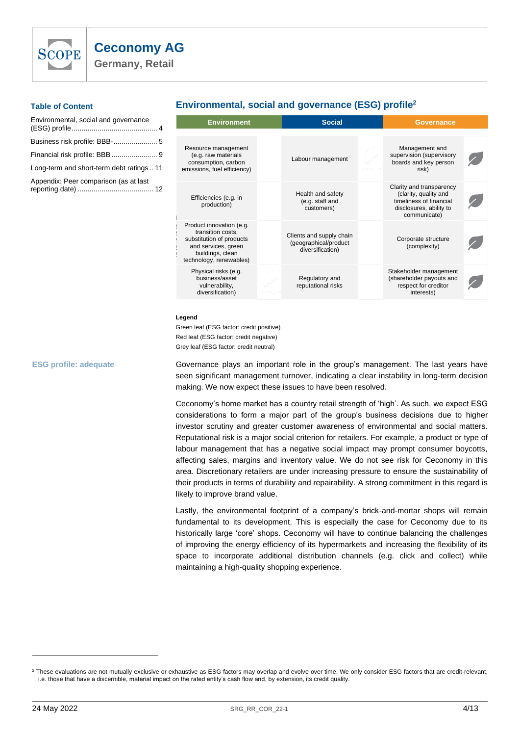**Table of Content**

Environmental, social and governance (ESG) profile .......... 4

Business risk profile: BBB- .......... 5

Financial risk profile: BBB .......... 9

Long-term and short-term debt ratings .. 11

Appendix: Peer comparison (as at last reporting date) .......... 12

## Environmental, social and governance (ESG) profile[2]

| Environment | | Social | | Governance | |
|---|---|---|---|---|---|
| Resource management (e.g. raw materials consumption, carbon emissions, fuel efficiency) | | Labour management | Grey leaf | Management and supervision (supervisory boards and key person risk) | Grey leaf |
| Efficiencies (e.g. in production) | | Health and safety (e.g. staff and customers) | | Clarity and transparency (clarity, quality and timeliness of financial disclosures, ability to communicate) | Grey leaf |
| Product innovation (e.g. transition costs, substitution of products and services, green buildings, clean technology, renewables) | | Clients and supply chain (geographical/product diversification) | | Corporate structure (complexity) | Grey leaf |
| Physical risks (e.g. business/asset vulnerability, diversification) | Grey leaf | Regulatory and reputational risks | | Stakeholder management (shareholder payouts and respect for creditor interests) | Grey leaf |

**Legend**

Green leaf (ESG factor: credit positive)
Red leaf (ESG factor: credit negative)
Grey leaf (ESG factor: credit neutral)

**ESG profile: adequate**

Governance plays an important role in the group's management. The last years have seen significant management turnover, indicating a clear instability in long-term decision making. We now expect these issues to have been resolved.

Ceconomy's home market has a country retail strength of 'high'. As such, we expect ESG considerations to form a major part of the group's business decisions due to higher investor scrutiny and greater customer awareness of environmental and social matters. Reputational risk is a major social criterion for retailers. For example, a product or type of labour management that has a negative social impact may prompt consumer boycotts, affecting sales, margins and inventory value. We do not see risk for Ceconomy in this area. Discretionary retailers are under increasing pressure to ensure the sustainability of their products in terms of durability and repairability. A strong commitment in this regard is likely to improve brand value.

Lastly, the environmental footprint of a company's brick-and-mortar shops will remain fundamental to its development. This is especially the case for Ceconomy due to its historically large 'core' shops. Ceconomy will have to continue balancing the challenges of improving the energy efficiency of its hypermarkets and increasing the flexibility of its space to incorporate additional distribution channels (e.g. click and collect) while maintaining a high-quality shopping experience.

[2] These evaluations are not mutually exclusive or exhaustive as ESG factors may overlap and evolve over time. We only consider ESG factors that are credit-relevant, i.e. those that have a discernible, material impact on the rated entity's cash flow and, by extension, its credit quality.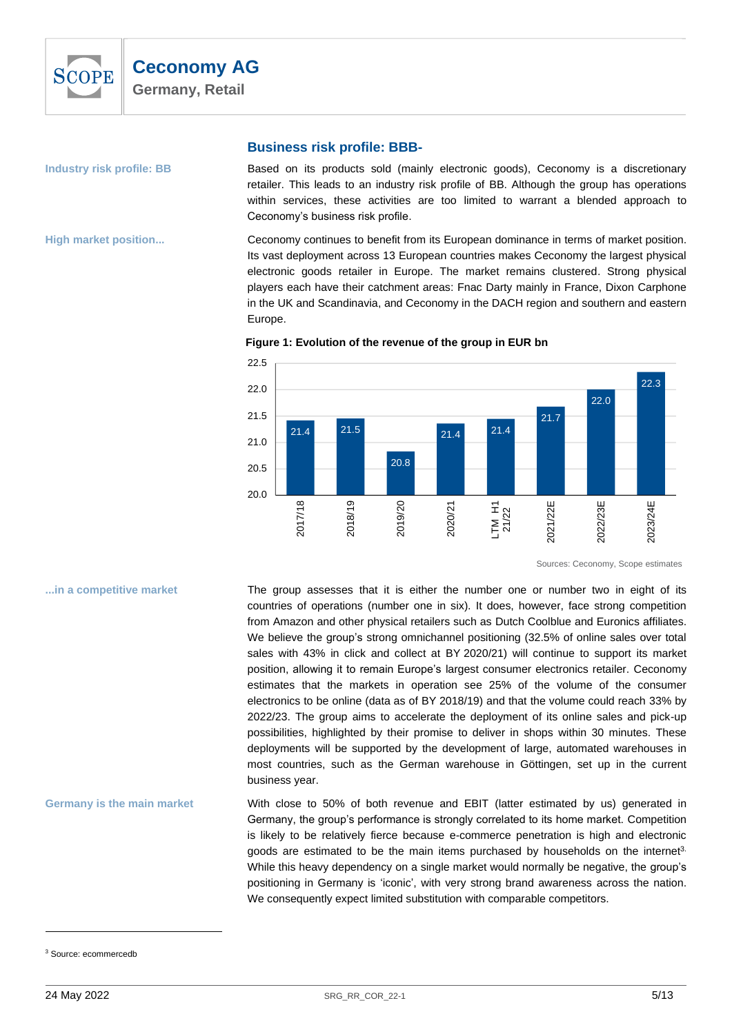## Business risk profile: BBB-

**Industry risk profile: BB**

Based on its products sold (mainly electronic goods), Ceconomy is a discretionary retailer. This leads to an industry risk profile of BB. Although the group has operations within services, these activities are too limited to warrant a blended approach to Ceconomy's business risk profile.

**High market position...**

Ceconomy continues to benefit from its European dominance in terms of market position. Its vast deployment across 13 European countries makes Ceconomy the largest physical electronic goods retailer in Europe. The market remains clustered. Strong physical players each have their catchment areas: Fnac Darty mainly in France, Dixon Carphone in the UK and Scandinavia, and Ceconomy in the DACH region and southern and eastern Europe.

**Figure 1: Evolution of the revenue of the group in EUR bn**

| Period | Revenue (EUR bn) |
|---|---|
| 2017/18 | 21.4 |
| 2018/19 | 21.5 |
| 2019/20 | 20.8 |
| 2020/21 | 21.4 |
| LTM H1 21/22 | 21.4 |
| 2021/22E | 21.7 |
| 2022/23E | 22.0 |
| 2023/24E | 22.3 |

Sources: Ceconomy, Scope estimates

**...in a competitive market**

The group assesses that it is either the number one or number two in eight of its countries of operations (number one in six). It does, however, face strong competition from Amazon and other physical retailers such as Dutch Coolblue and Euronics affiliates. We believe the group's strong omnichannel positioning (32.5% of online sales over total sales with 43% in click and collect at BY 2020/21) will continue to support its market position, allowing it to remain Europe's largest consumer electronics retailer. Ceconomy estimates that the markets in operation see 25% of the volume of the consumer electronics to be online (data as of BY 2018/19) and that the volume could reach 33% by 2022/23. The group aims to accelerate the deployment of its online sales and pick-up possibilities, highlighted by their promise to deliver in shops within 30 minutes. These deployments will be supported by the development of large, automated warehouses in most countries, such as the German warehouse in Göttingen, set up in the current business year.

**Germany is the main market**

With close to 50% of both revenue and EBIT (latter estimated by us) generated in Germany, the group's performance is strongly correlated to its home market. Competition is likely to be relatively fierce because e-commerce penetration is high and electronic goods are estimated to be the main items purchased by households on the internet[3]. While this heavy dependency on a single market would normally be negative, the group's positioning in Germany is 'iconic', with very strong brand awareness across the nation. We consequently expect limited substitution with comparable competitors.

[3] Source: ecommercedb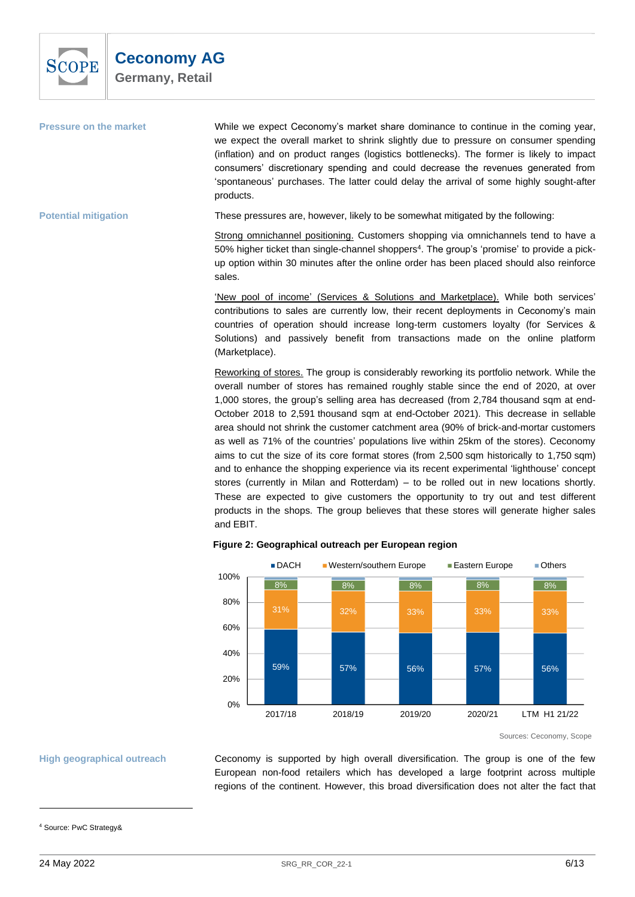**Pressure on the market**

While we expect Ceconomy's market share dominance to continue in the coming year, we expect the overall market to shrink slightly due to pressure on consumer spending (inflation) and on product ranges (logistics bottlenecks). The former is likely to impact consumers' discretionary spending and could decrease the revenues generated from 'spontaneous' purchases. The latter could delay the arrival of some highly sought-after products.

**Potential mitigation**

These pressures are, however, likely to be somewhat mitigated by the following:

Strong omnichannel positioning. Customers shopping via omnichannels tend to have a 50% higher ticket than single-channel shoppers[4]. The group's 'promise' to provide a pick-up option within 30 minutes after the online order has been placed should also reinforce sales.

'New pool of income' (Services & Solutions and Marketplace). While both services' contributions to sales are currently low, their recent deployments in Ceconomy's main countries of operation should increase long-term customers loyalty (for Services & Solutions) and passively benefit from transactions made on the online platform (Marketplace).

Reworking of stores. The group is considerably reworking its portfolio network. While the overall number of stores has remained roughly stable since the end of 2020, at over 1,000 stores, the group's selling area has decreased (from 2,784 thousand sqm at end-October 2018 to 2,591 thousand sqm at end-October 2021). This decrease in sellable area should not shrink the customer catchment area (90% of brick-and-mortar customers as well as 71% of the countries' populations live within 25km of the stores). Ceconomy aims to cut the size of its core format stores (from 2,500 sqm historically to 1,750 sqm) and to enhance the shopping experience via its recent experimental 'lighthouse' concept stores (currently in Milan and Rotterdam) – to be rolled out in new locations shortly. These are expected to give customers the opportunity to try out and test different products in the shops. The group believes that these stores will generate higher sales and EBIT.

**Figure 2: Geographical outreach per European region**

| | 2017/18 | 2018/19 | 2019/20 | 2020/21 | LTM H1 21/22 |
|---|---|---|---|---|---|
| DACH | 59% | 57% | 56% | 57% | 56% |
| Western/southern Europe | 31% | 32% | 33% | 33% | 33% |
| Eastern Europe | 8% | 8% | 8% | 8% | 8% |
| Others | | | | | |

Sources: Ceconomy, Scope

**High geographical outreach**

Ceconomy is supported by high overall diversification. The group is one of the few European non-food retailers which has developed a large footprint across multiple regions of the continent. However, this broad diversification does not alter the fact that

[4] Source: PwC Strategy&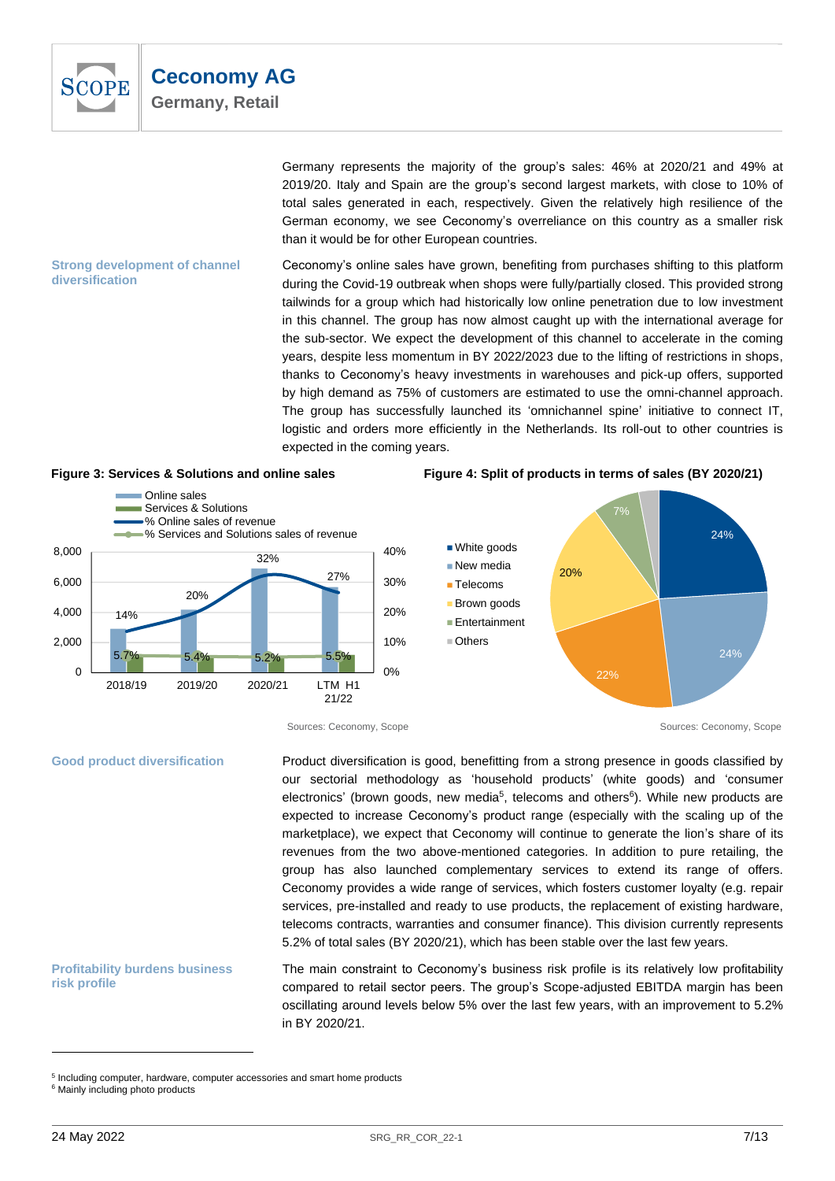Germany represents the majority of the group's sales: 46% at 2020/21 and 49% at 2019/20. Italy and Spain are the group's second largest markets, with close to 10% of total sales generated in each, respectively. Given the relatively high resilience of the German economy, we see Ceconomy's overreliance on this country as a smaller risk than it would be for other European countries.

**Strong development of channel diversification**

Ceconomy's online sales have grown, benefiting from purchases shifting to this platform during the Covid-19 outbreak when shops were fully/partially closed. This provided strong tailwinds for a group which had historically low online penetration due to low investment in this channel. The group has now almost caught up with the international average for the sub-sector. We expect the development of this channel to accelerate in the coming years, despite less momentum in BY 2022/2023 due to the lifting of restrictions in shops, thanks to Ceconomy's heavy investments in warehouses and pick-up offers, supported by high demand as 75% of customers are estimated to use the omni-channel approach. The group has successfully launched its 'omnichannel spine' initiative to connect IT, logistic and orders more efficiently in the Netherlands. Its roll-out to other countries is expected in the coming years.

**Figure 3: Services & Solutions and online sales**

| | 2018/19 | 2019/20 | 2020/21 | LTM H1 21/22 |
|---|---|---|---|---|
| % Online sales of revenue | 14% | 20% | 32% | 27% |
| % Services and Solutions sales of revenue | 5.7% | 5.4% | 5.2% | 5.5% |

Sources: Ceconomy, Scope

**Figure 4: Split of products in terms of sales (BY 2020/21)**

| Product | Share |
|---|---|
| White goods | 24% |
| New media | 24% |
| Telecoms | 22% |
| Brown goods | 20% |
| Entertainment | 7% |
| Others | |

Sources: Ceconomy, Scope

**Good product diversification**

Product diversification is good, benefitting from a strong presence in goods classified by our sectorial methodology as 'household products' (white goods) and 'consumer electronics' (brown goods, new media[5], telecoms and others[6]). While new products are expected to increase Ceconomy's product range (especially with the scaling up of the marketplace), we expect that Ceconomy will continue to generate the lion's share of its revenues from the two above-mentioned categories. In addition to pure retailing, the group has also launched complementary services to extend its range of offers. Ceconomy provides a wide range of services, which fosters customer loyalty (e.g. repair services, pre-installed and ready to use products, the replacement of existing hardware, telecoms contracts, warranties and consumer finance). This division currently represents 5.2% of total sales (BY 2020/21), which has been stable over the last few years.

**Profitability burdens business risk profile**

The main constraint to Ceconomy's business risk profile is its relatively low profitability compared to retail sector peers. The group's Scope-adjusted EBITDA margin has been oscillating around levels below 5% over the last few years, with an improvement to 5.2% in BY 2020/21.

---

[5] Including computer, hardware, computer accessories and smart home products

[6] Mainly including photo products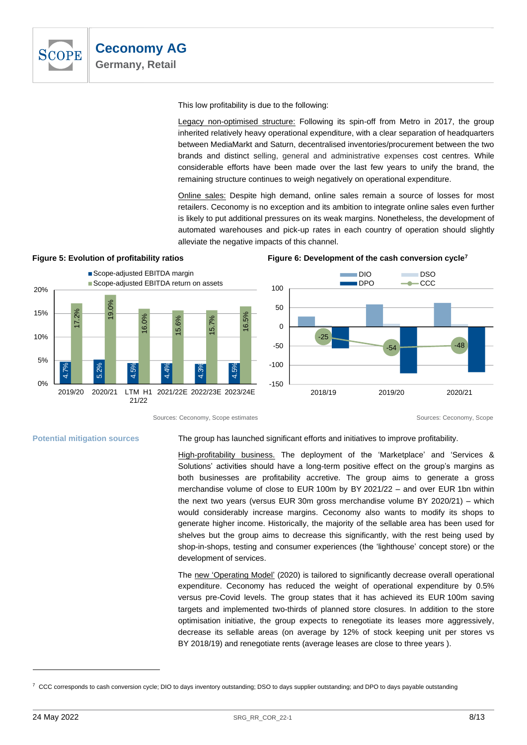This low profitability is due to the following:

Legacy non-optimised structure: Following its spin-off from Metro in 2017, the group inherited relatively heavy operational expenditure, with a clear separation of headquarters between MediaMarkt and Saturn, decentralised inventories/procurement between the two brands and distinct selling, general and administrative expenses cost centres. While considerable efforts have been made over the last few years to unify the brand, the remaining structure continues to weigh negatively on operational expenditure.

Online sales: Despite high demand, online sales remain a source of losses for most retailers. Ceconomy is no exception and its ambition to integrate online sales even further is likely to put additional pressures on its weak margins. Nonetheless, the development of automated warehouses and pick-up rates in each country of operation should slightly alleviate the negative impacts of this channel.

**Figure 5: Evolution of profitability ratios**

| | 2019/20 | 2020/21 | LTM H1 21/22 | 2021/22E | 2022/23E | 2023/24E |
|---|---|---|---|---|---|---|
| Scope-adjusted EBITDA margin | 4.7% | 5.2% | 4.5% | 4.4% | 4.3% | 4.5% |
| Scope-adjusted EBITDA return on assets | 17.2% | 19.0% | 16.0% | 15.6% | 15.7% | 16.5% |

Sources: Ceconomy, Scope estimates

**Figure 6: Development of the cash conversion cycle**[7]

| | 2018/19 | 2019/20 | 2020/21 |
|---|---|---|---|
| CCC | -25 | -54 | -48 |

Sources: Ceconomy, Scope

**Potential mitigation sources**

The group has launched significant efforts and initiatives to improve profitability.

High-profitability business. The deployment of the 'Marketplace' and 'Services & Solutions' activities should have a long-term positive effect on the group's margins as both businesses are profitability accretive. The group aims to generate a gross merchandise volume of close to EUR 100m by BY 2021/22 – and over EUR 1bn within the next two years (versus EUR 30m gross merchandise volume BY 2020/21) – which would considerably increase margins. Ceconomy also wants to modify its shops to generate higher income. Historically, the majority of the sellable area has been used for shelves but the group aims to decrease this significantly, with the rest being used by shop-in-shops, testing and consumer experiences (the 'lighthouse' concept store) or the development of services.

The new 'Operating Model' (2020) is tailored to significantly decrease overall operational expenditure. Ceconomy has reduced the weight of operational expenditure by 0.5% versus pre-Covid levels. The group states that it has achieved its EUR 100m saving targets and implemented two-thirds of planned store closures. In addition to the store optimisation initiative, the group expects to renegotiate its leases more aggressively, decrease its sellable areas (on average by 12% of stock keeping unit per stores vs BY 2018/19) and renegotiate rents (average leases are close to three years ).

[7] CCC corresponds to cash conversion cycle; DIO to days inventory outstanding; DSO to days supplier outstanding; and DPO to days payable outstanding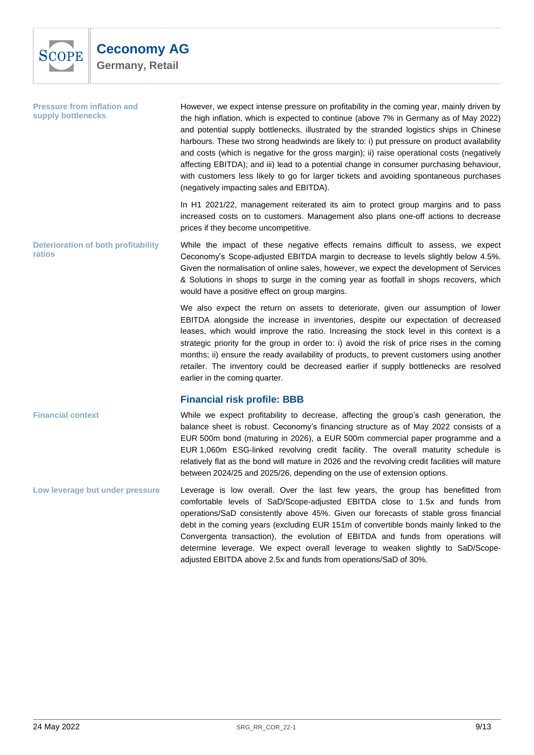**Pressure from inflation and supply bottlenecks**

However, we expect intense pressure on profitability in the coming year, mainly driven by the high inflation, which is expected to continue (above 7% in Germany as of May 2022) and potential supply bottlenecks, illustrated by the stranded logistics ships in Chinese harbours. These two strong headwinds are likely to: i) put pressure on product availability and costs (which is negative for the gross margin); ii) raise operational costs (negatively affecting EBITDA); and iii) lead to a potential change in consumer purchasing behaviour, with customers less likely to go for larger tickets and avoiding spontaneous purchases (negatively impacting sales and EBITDA).

In H1 2021/22, management reiterated its aim to protect group margins and to pass increased costs on to customers. Management also plans one-off actions to decrease prices if they become uncompetitive.

**Deterioration of both profitability ratios**

While the impact of these negative effects remains difficult to assess, we expect Ceconomy's Scope-adjusted EBITDA margin to decrease to levels slightly below 4.5%. Given the normalisation of online sales, however, we expect the development of Services & Solutions in shops to surge in the coming year as footfall in shops recovers, which would have a positive effect on group margins.

We also expect the return on assets to deteriorate, given our assumption of lower EBITDA alongside the increase in inventories, despite our expectation of decreased leases, which would improve the ratio. Increasing the stock level in this context is a strategic priority for the group in order to: i) avoid the risk of price rises in the coming months; ii) ensure the ready availability of products, to prevent customers using another retailer. The inventory could be decreased earlier if supply bottlenecks are resolved earlier in the coming quarter.

## Financial risk profile: BBB

**Financial context**

While we expect profitability to decrease, affecting the group's cash generation, the balance sheet is robust. Ceconomy's financing structure as of May 2022 consists of a EUR 500m bond (maturing in 2026), a EUR 500m commercial paper programme and a EUR 1,060m ESG-linked revolving credit facility. The overall maturity schedule is relatively flat as the bond will mature in 2026 and the revolving credit facilities will mature between 2024/25 and 2025/26, depending on the use of extension options.

**Low leverage but under pressure**

Leverage is low overall. Over the last few years, the group has benefitted from comfortable levels of SaD/Scope-adjusted EBITDA close to 1.5x and funds from operations/SaD consistently above 45%. Given our forecasts of stable gross financial debt in the coming years (excluding EUR 151m of convertible bonds mainly linked to the Convergenta transaction), the evolution of EBITDA and funds from operations will determine leverage. We expect overall leverage to weaken slightly to SaD/Scope-adjusted EBITDA above 2.5x and funds from operations/SaD of 30%.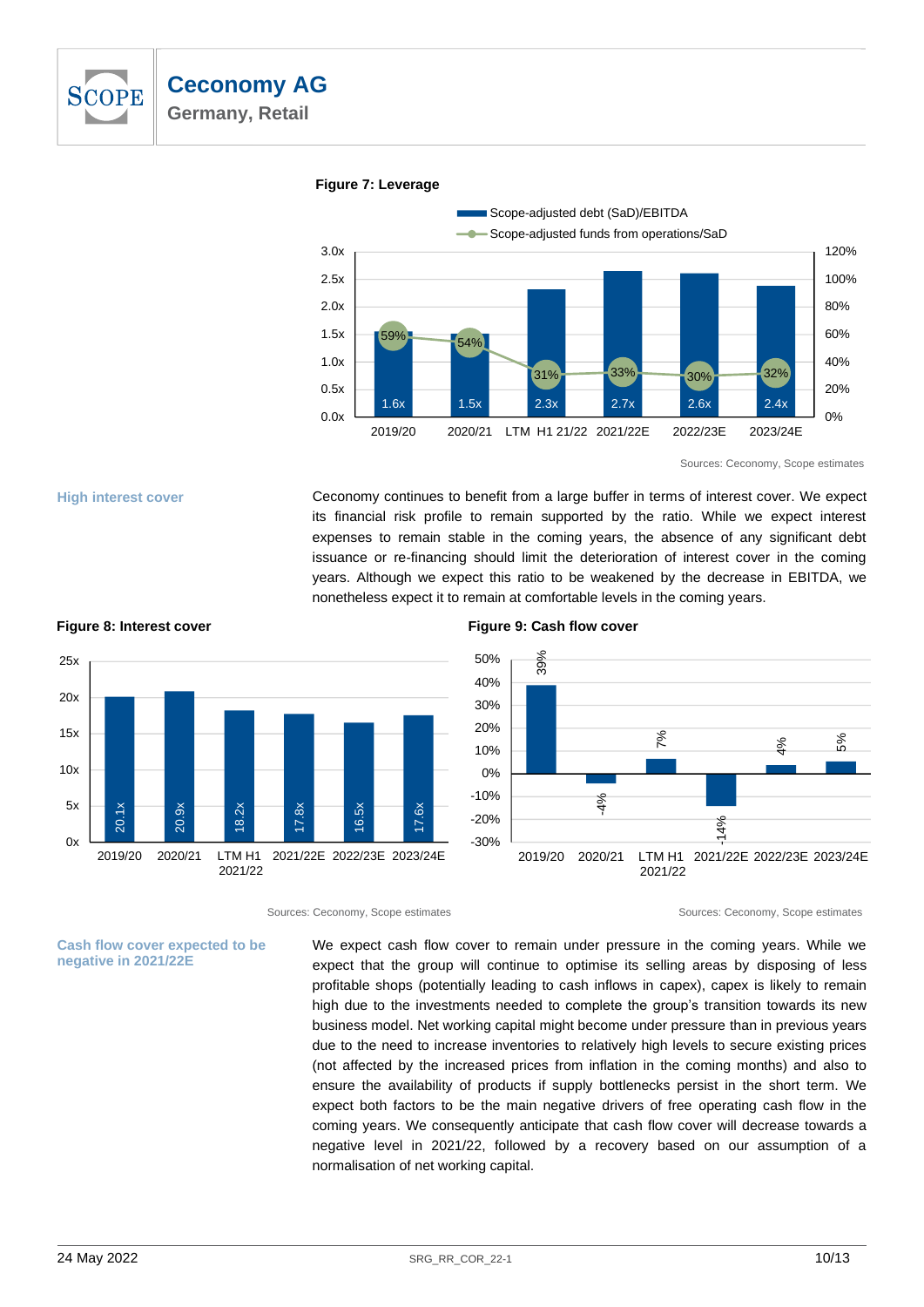**Figure 7: Leverage**

| | 2019/20 | 2020/21 | LTM H1 21/22 | 2021/22E | 2022/23E | 2023/24E |
|---|---|---|---|---|---|---|
| Scope-adjusted debt (SaD)/EBITDA | 1.6x | 1.5x | 2.3x | 2.7x | 2.6x | 2.4x |
| Scope-adjusted funds from operations/SaD | 59% | 54% | 31% | 33% | 30% | 32% |

Sources: Ceconomy, Scope estimates

**High interest cover**

Ceconomy continues to benefit from a large buffer in terms of interest cover. We expect its financial risk profile to remain supported by the ratio. While we expect interest expenses to remain stable in the coming years, the absence of any significant debt issuance or re-financing should limit the deterioration of interest cover in the coming years. Although we expect this ratio to be weakened by the decrease in EBITDA, we nonetheless expect it to remain at comfortable levels in the coming years.

**Figure 8: Interest cover**

| 2019/20 | 2020/21 | LTM H1 2021/22 | 2021/22E | 2022/23E | 2023/24E |
|---|---|---|---|---|---|
| 20.1x | 20.9x | 18.2x | 17.8x | 16.5x | 17.6x |

Sources: Ceconomy, Scope estimates

**Figure 9: Cash flow cover**

| 2019/20 | 2020/21 | LTM H1 2021/22 | 2021/22E | 2022/23E | 2023/24E |
|---|---|---|---|---|---|
| 39% | -4% | 7% | -14% | 4% | 5% |

Sources: Ceconomy, Scope estimates

**Cash flow cover expected to be negative in 2021/22E**

We expect cash flow cover to remain under pressure in the coming years. While we expect that the group will continue to optimise its selling areas by disposing of less profitable shops (potentially leading to cash inflows in capex), capex is likely to remain high due to the investments needed to complete the group's transition towards its new business model. Net working capital might become under pressure than in previous years due to the need to increase inventories to relatively high levels to secure existing prices (not affected by the increased prices from inflation in the coming months) and also to ensure the availability of products if supply bottlenecks persist in the short term. We expect both factors to be the main negative drivers of free operating cash flow in the coming years. We consequently anticipate that cash flow cover will decrease towards a negative level in 2021/22, followed by a recovery based on our assumption of a normalisation of net working capital.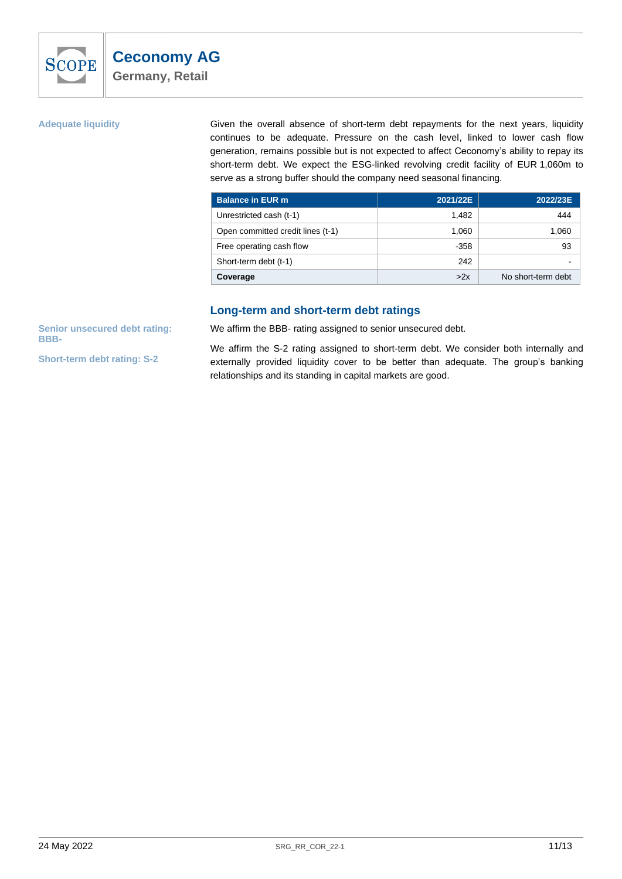**Adequate liquidity**

Given the overall absence of short-term debt repayments for the next years, liquidity continues to be adequate. Pressure on the cash level, linked to lower cash flow generation, remains possible but is not expected to affect Ceconomy's ability to repay its short-term debt. We expect the ESG-linked revolving credit facility of EUR 1,060m to serve as a strong buffer should the company need seasonal financing.

| Balance in EUR m | 2021/22E | 2022/23E |
|---|---|---|
| Unrestricted cash (t-1) | 1,482 | 444 |
| Open committed credit lines (t-1) | 1,060 | 1,060 |
| Free operating cash flow | -358 | 93 |
| Short-term debt (t-1) | 242 | - |
| **Coverage** | >2x | No short-term debt |

## Long-term and short-term debt ratings

**Senior unsecured debt rating: BBB-**

We affirm the BBB- rating assigned to senior unsecured debt.

**Short-term debt rating: S-2**

We affirm the S-2 rating assigned to short-term debt. We consider both internally and externally provided liquidity cover to be better than adequate. The group's banking relationships and its standing in capital markets are good.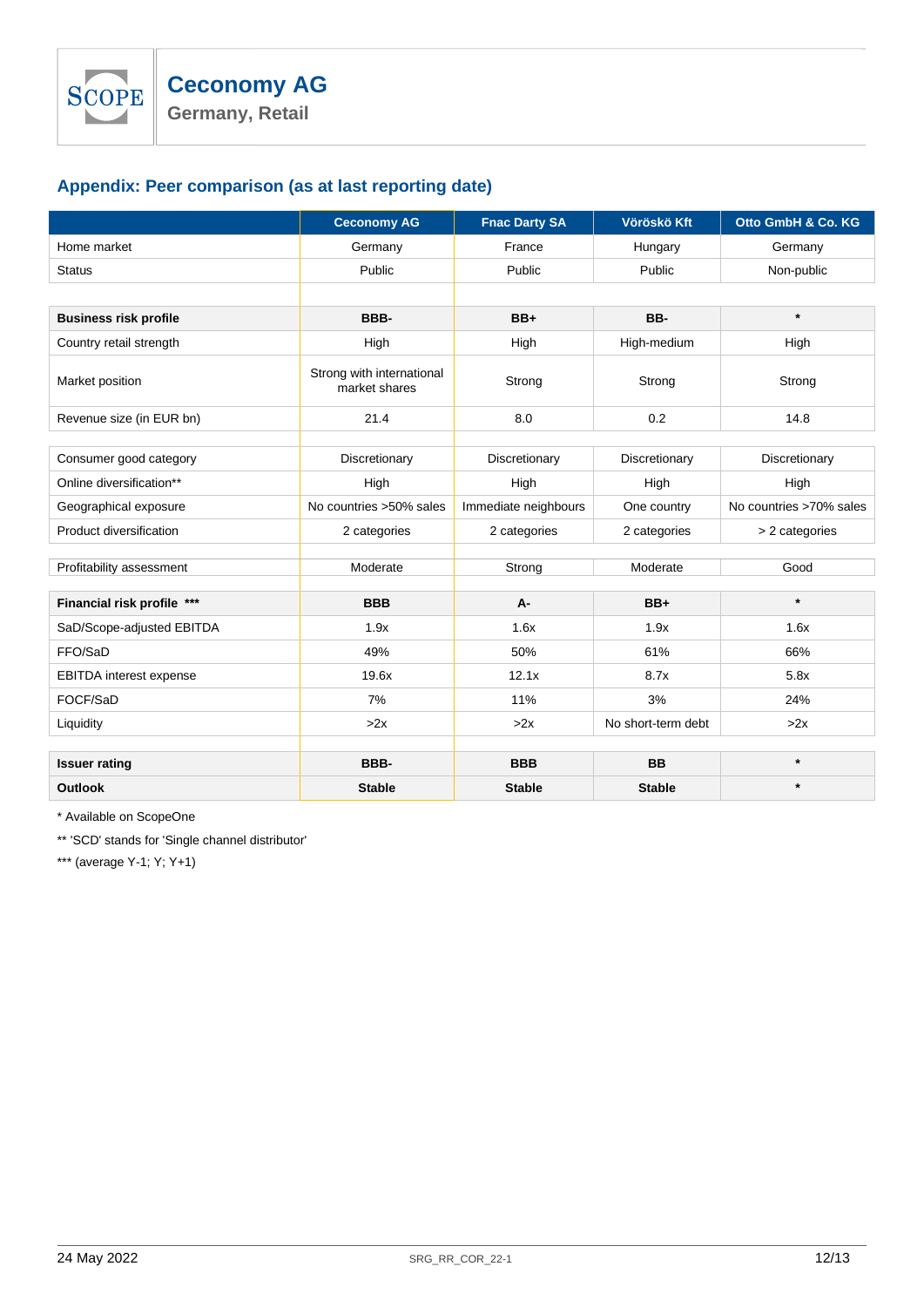## Appendix: Peer comparison (as at last reporting date)

| | Ceconomy AG | Fnac Darty SA | Vöröskö Kft | Otto GmbH & Co. KG |
|---|---|---|---|---|
| Home market | Germany | France | Hungary | Germany |
| Status | Public | Public | Public | Non-public |
| | | | | |
| **Business risk profile** | **BBB-** | **BB+** | **BB-** | ***** |
| Country retail strength | High | High | High-medium | High |
| Market position | Strong with international market shares | Strong | Strong | Strong |
| Revenue size (in EUR bn) | 21.4 | 8.0 | 0.2 | 14.8 |
| | | | | |
| Consumer good category | Discretionary | Discretionary | Discretionary | Discretionary |
| Online diversification** | High | High | High | High |
| Geographical exposure | No countries >50% sales | Immediate neighbours | One country | No countries >70% sales |
| Product diversification | 2 categories | 2 categories | 2 categories | > 2 categories |
| | | | | |
| Profitability assessment | Moderate | Strong | Moderate | Good |
| | | | | |
| **Financial risk profile \*\*\*** | **BBB** | **A-** | **BB+** | ***** |
| SaD/Scope-adjusted EBITDA | 1.9x | 1.6x | 1.9x | 1.6x |
| FFO/SaD | 49% | 50% | 61% | 66% |
| EBITDA interest expense | 19.6x | 12.1x | 8.7x | 5.8x |
| FOCF/SaD | 7% | 11% | 3% | 24% |
| Liquidity | >2x | >2x | No short-term debt | >2x |
| | | | | |
| **Issuer rating** | **BBB-** | **BBB** | **BB** | ***** |
| **Outlook** | **Stable** | **Stable** | **Stable** | ***** |

\* Available on ScopeOne

** 'SCD' stands for 'Single channel distributor'

*** (average Y-1; Y; Y+1)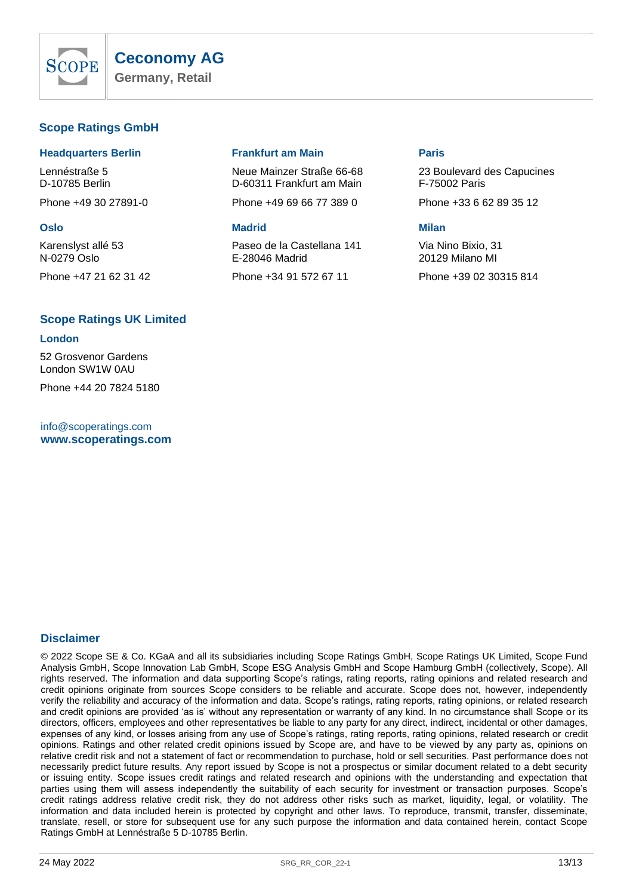## Scope Ratings GmbH

### Headquarters Berlin

Lennéstraße 5
D-10785 Berlin

Phone +49 30 27891-0

### Frankfurt am Main

Neue Mainzer Straße 66-68
D-60311 Frankfurt am Main

Phone +49 69 66 77 389 0

### Paris

23 Boulevard des Capucines
F-75002 Paris

Phone +33 6 62 89 35 12

### Oslo

Karenslyst allé 53
N-0279 Oslo

Phone +47 21 62 31 42

### Madrid

Paseo de la Castellana 141
E-28046 Madrid

Phone +34 91 572 67 11

### Milan

Via Nino Bixio, 31
20129 Milano MI

Phone +39 02 30315 814

## Scope Ratings UK Limited

### London

52 Grosvenor Gardens
London SW1W 0AU

Phone +44 20 7824 5180

info@scoperatings.com
**www.scoperatings.com**

## Disclaimer

© 2022 Scope SE & Co. KGaA and all its subsidiaries including Scope Ratings GmbH, Scope Ratings UK Limited, Scope Fund Analysis GmbH, Scope Innovation Lab GmbH, Scope ESG Analysis GmbH and Scope Hamburg GmbH (collectively, Scope). All rights reserved. The information and data supporting Scope's ratings, rating reports, rating opinions and related research and credit opinions originate from sources Scope considers to be reliable and accurate. Scope does not, however, independently verify the reliability and accuracy of the information and data. Scope's ratings, rating reports, rating opinions, or related research and credit opinions are provided 'as is' without any representation or warranty of any kind. In no circumstance shall Scope or its directors, officers, employees and other representatives be liable to any party for any direct, indirect, incidental or other damages, expenses of any kind, or losses arising from any use of Scope's ratings, rating reports, rating opinions, related research or credit opinions. Ratings and other related credit opinions issued by Scope are, and have to be viewed by any party as, opinions on relative credit risk and not a statement of fact or recommendation to purchase, hold or sell securities. Past performance does not necessarily predict future results. Any report issued by Scope is not a prospectus or similar document related to a debt security or issuing entity. Scope issues credit ratings and related research and opinions with the understanding and expectation that parties using them will assess independently the suitability of each security for investment or transaction purposes. Scope's credit ratings address relative credit risk, they do not address other risks such as market, liquidity, legal, or volatility. The information and data included herein is protected by copyright and other laws. To reproduce, transmit, transfer, disseminate, translate, resell, or store for subsequent use for any such purpose the information and data contained herein, contact Scope Ratings GmbH at Lennéstraße 5 D-10785 Berlin.